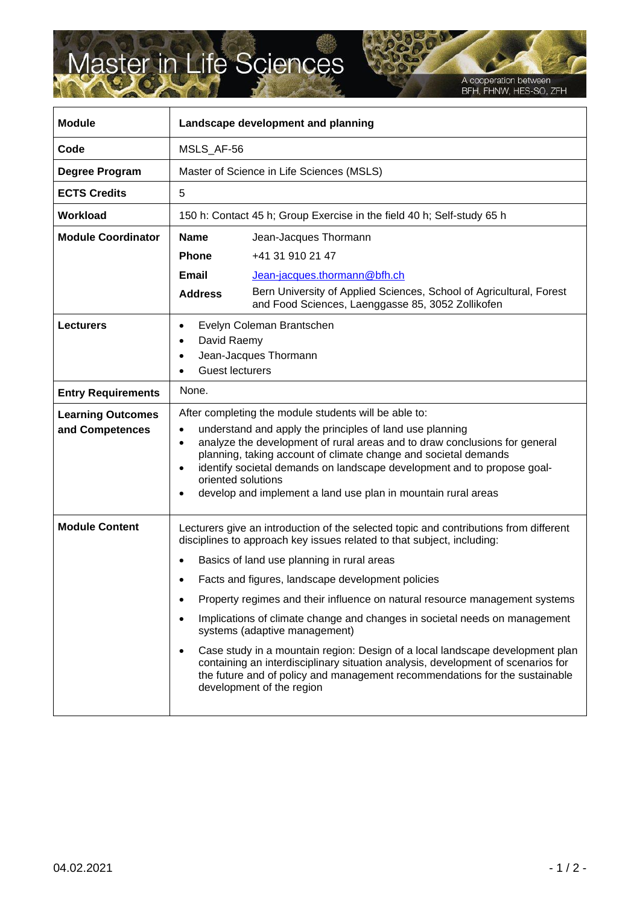# Master in Life Sciences

A cooperation between BFH, FHNW, HES-SO, ZFH

| Module | **Landscape development and planning** |
|---|---|
| **Code** | MSLS_AF-56 |
| **Degree Program** | Master of Science in Life Sciences (MSLS) |
| **ECTS Credits** | 5 |
| **Workload** | 150 h: Contact 45 h; Group Exercise in the field 40 h; Self-study 65 h |
| **Module Coordinator** | **Name** Jean-Jacques Thormann<br>**Phone** +41 31 910 21 47<br>**Email** Jean-jacques.thormann@bfh.ch<br>**Address** Bern University of Applied Sciences, School of Agricultural, Forest and Food Sciences, Laenggasse 85, 3052 Zollikofen |
| **Lecturers** | • Evelyn Coleman Brantschen<br>• David Raemy<br>• Jean-Jacques Thormann<br>• Guest lecturers |
| **Entry Requirements** | None. |
| **Learning Outcomes and Competences** | After completing the module students will be able to:<br>• understand and apply the principles of land use planning<br>• analyze the development of rural areas and to draw conclusions for general planning, taking account of climate change and societal demands<br>• identify societal demands on landscape development and to propose goal-oriented solutions<br>• develop and implement a land use plan in mountain rural areas |
| **Module Content** | Lecturers give an introduction of the selected topic and contributions from different disciplines to approach key issues related to that subject, including:<br>• Basics of land use planning in rural areas<br>• Facts and figures, landscape development policies<br>• Property regimes and their influence on natural resource management systems<br>• Implications of climate change and changes in societal needs on management systems (adaptive management)<br>• Case study in a mountain region: Design of a local landscape development plan containing an interdisciplinary situation analysis, development of scenarios for the future and of policy and management recommendations for the sustainable development of the region |

04.02.2021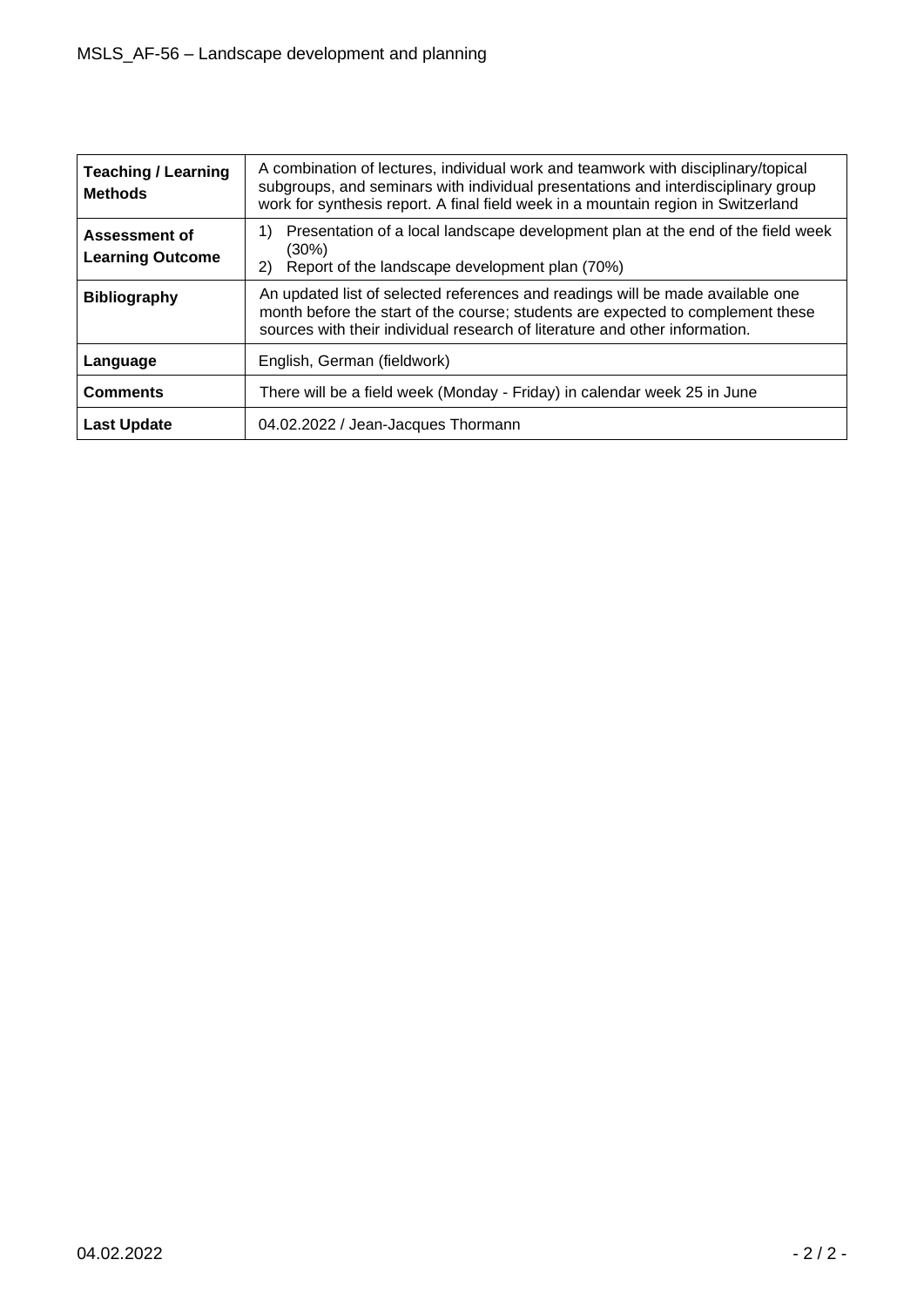| | |
|---|---|
| **Teaching / Learning Methods** | A combination of lectures, individual work and teamwork with disciplinary/topical subgroups, and seminars with individual presentations and interdisciplinary group work for synthesis report. A final field week in a mountain region in Switzerland |
| **Assessment of Learning Outcome** | 1) Presentation of a local landscape development plan at the end of the field week (30%)<br>2) Report of the landscape development plan (70%) |
| **Bibliography** | An updated list of selected references and readings will be made available one month before the start of the course; students are expected to complement these sources with their individual research of literature and other information. |
| **Language** | English, German (fieldwork) |
| **Comments** | There will be a field week (Monday - Friday) in calendar week 25 in June |
| **Last Update** | 04.02.2022 / Jean-Jacques Thormann |